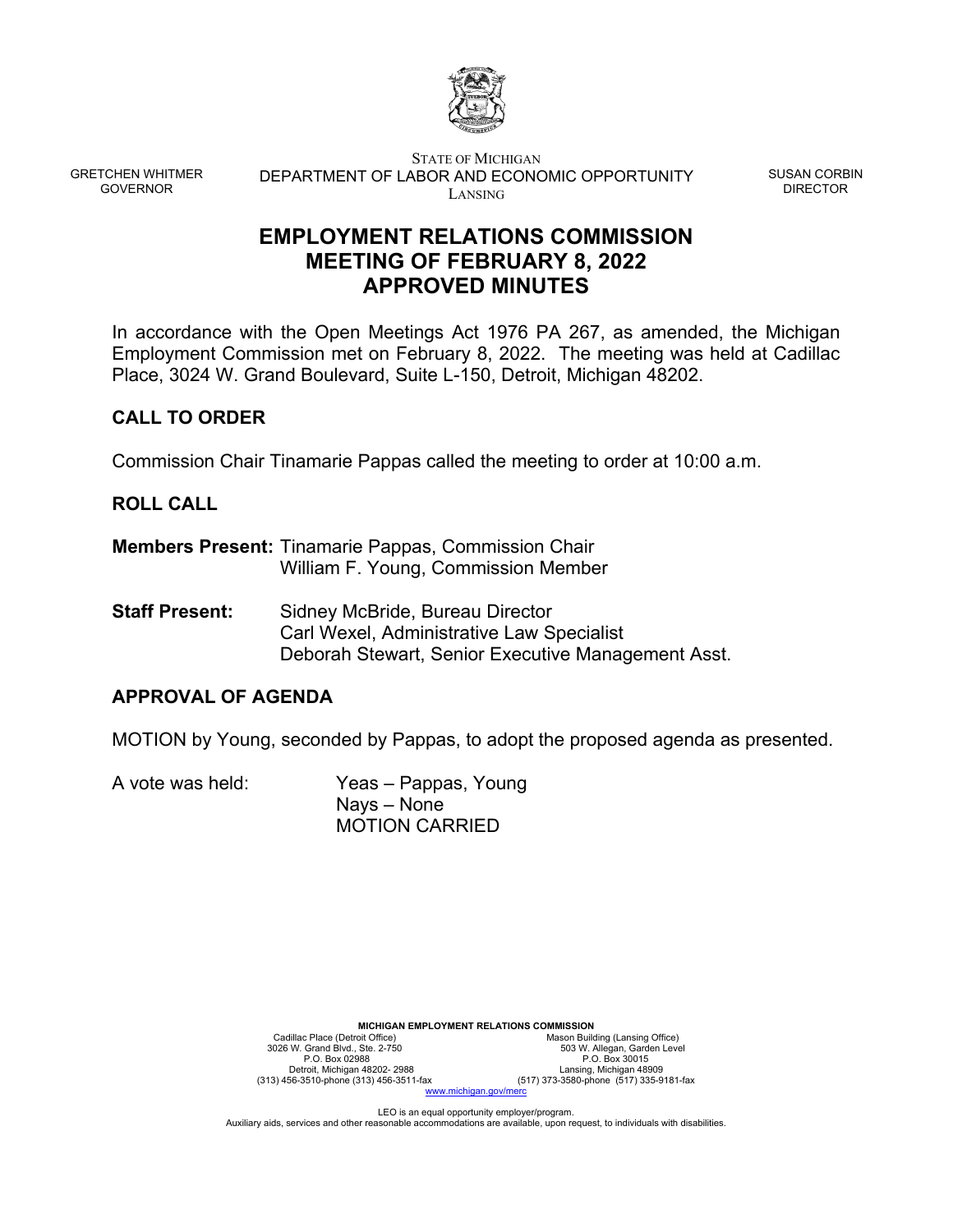GRETCHEN WHITMER
GOVERNOR

STATE OF MICHIGAN
DEPARTMENT OF LABOR AND ECONOMIC OPPORTUNITY
LANSING

SUSAN CORBIN
DIRECTOR

# EMPLOYMENT RELATIONS COMMISSION
# MEETING OF FEBRUARY 8, 2022
# APPROVED MINUTES

In accordance with the Open Meetings Act 1976 PA 267, as amended, the Michigan Employment Commission met on February 8, 2022. The meeting was held at Cadillac Place, 3024 W. Grand Boulevard, Suite L-150, Detroit, Michigan 48202.

## CALL TO ORDER

Commission Chair Tinamarie Pappas called the meeting to order at 10:00 a.m.

## ROLL CALL

**Members Present:** Tinamarie Pappas, Commission Chair
William F. Young, Commission Member

**Staff Present:** Sidney McBride, Bureau Director
Carl Wexel, Administrative Law Specialist
Deborah Stewart, Senior Executive Management Asst.

## APPROVAL OF AGENDA

MOTION by Young, seconded by Pappas, to adopt the proposed agenda as presented.

A vote was held: Yeas – Pappas, Young
Nays – None
MOTION CARRIED

**MICHIGAN EMPLOYMENT RELATIONS COMMISSION**

Cadillac Place (Detroit Office)
3026 W. Grand Blvd., Ste. 2-750
P.O. Box 02988
Detroit, Michigan 48202- 2988
(313) 456-3510-phone (313) 456-3511-fax

Mason Building (Lansing Office)
503 W. Allegan, Garden Level
P.O. Box 30015
Lansing, Michigan 48909
(517) 373-3580-phone (517) 335-9181-fax

www.michigan.gov/merc

LEO is an equal opportunity employer/program.
Auxiliary aids, services and other reasonable accommodations are available, upon request, to individuals with disabilities.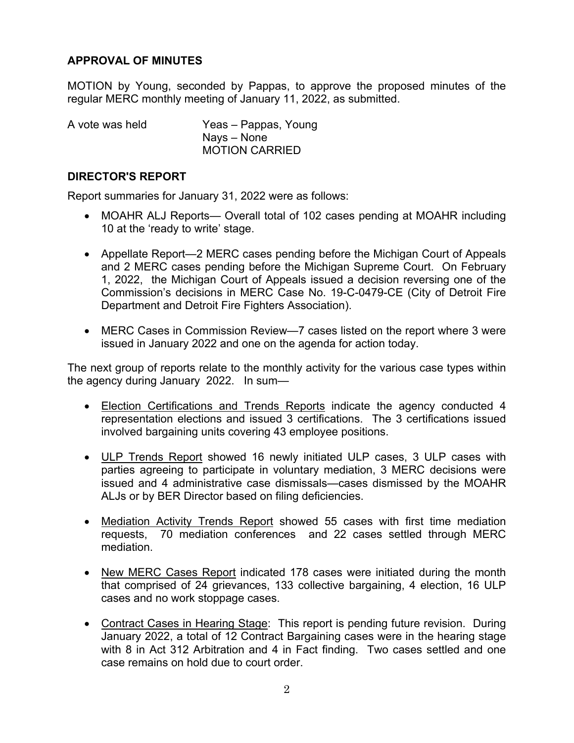## APPROVAL OF MINUTES

MOTION by Young, seconded by Pappas, to approve the proposed minutes of the regular MERC monthly meeting of January 11, 2022, as submitted.

A vote was held    Yeas – Pappas, Young
Nays – None
MOTION CARRIED

## DIRECTOR'S REPORT

Report summaries for January 31, 2022 were as follows:

- MOAHR ALJ Reports— Overall total of 102 cases pending at MOAHR including 10 at the 'ready to write' stage.
- Appellate Report—2 MERC cases pending before the Michigan Court of Appeals and 2 MERC cases pending before the Michigan Supreme Court. On February 1, 2022, the Michigan Court of Appeals issued a decision reversing one of the Commission's decisions in MERC Case No. 19-C-0479-CE (City of Detroit Fire Department and Detroit Fire Fighters Association).
- MERC Cases in Commission Review—7 cases listed on the report where 3 were issued in January 2022 and one on the agenda for action today.

The next group of reports relate to the monthly activity for the various case types within the agency during January 2022. In sum—

- Election Certifications and Trends Reports indicate the agency conducted 4 representation elections and issued 3 certifications. The 3 certifications issued involved bargaining units covering 43 employee positions.
- ULP Trends Report showed 16 newly initiated ULP cases, 3 ULP cases with parties agreeing to participate in voluntary mediation, 3 MERC decisions were issued and 4 administrative case dismissals—cases dismissed by the MOAHR ALJs or by BER Director based on filing deficiencies.
- Mediation Activity Trends Report showed 55 cases with first time mediation requests, 70 mediation conferences and 22 cases settled through MERC mediation.
- New MERC Cases Report indicated 178 cases were initiated during the month that comprised of 24 grievances, 133 collective bargaining, 4 election, 16 ULP cases and no work stoppage cases.
- Contract Cases in Hearing Stage: This report is pending future revision. During January 2022, a total of 12 Contract Bargaining cases were in the hearing stage with 8 in Act 312 Arbitration and 4 in Fact finding. Two cases settled and one case remains on hold due to court order.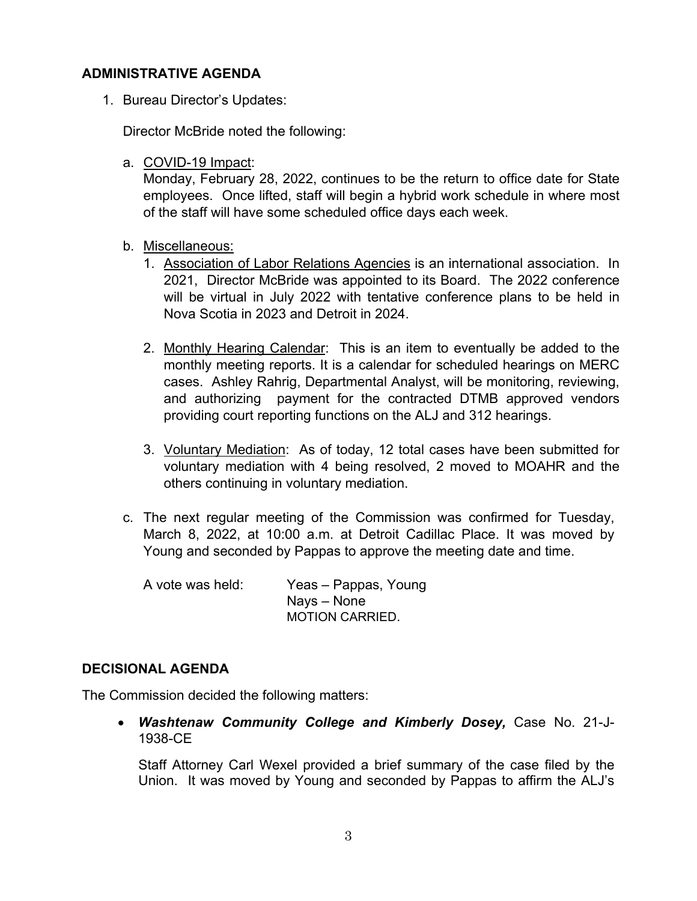## ADMINISTRATIVE AGENDA

1. Bureau Director's Updates:

   Director McBride noted the following:

   a. <u>COVID-19 Impact</u>:
      Monday, February 28, 2022, continues to be the return to office date for State employees. Once lifted, staff will begin a hybrid work schedule in where most of the staff will have some scheduled office days each week.

   b. <u>Miscellaneous:</u>
      1. <u>Association of Labor Relations Agencies</u> is an international association. In 2021, Director McBride was appointed to its Board. The 2022 conference will be virtual in July 2022 with tentative conference plans to be held in Nova Scotia in 2023 and Detroit in 2024.

      2. <u>Monthly Hearing Calendar</u>: This is an item to eventually be added to the monthly meeting reports. It is a calendar for scheduled hearings on MERC cases. Ashley Rahrig, Departmental Analyst, will be monitoring, reviewing, and authorizing payment for the contracted DTMB approved vendors providing court reporting functions on the ALJ and 312 hearings.

      3. <u>Voluntary Mediation</u>: As of today, 12 total cases have been submitted for voluntary mediation with 4 being resolved, 2 moved to MOAHR and the others continuing in voluntary mediation.

   c. The next regular meeting of the Commission was confirmed for Tuesday, March 8, 2022, at 10:00 a.m. at Detroit Cadillac Place. It was moved by Young and seconded by Pappas to approve the meeting date and time.

      A vote was held: Yeas – Pappas, Young
      Nays – None
      MOTION CARRIED.

## DECISIONAL AGENDA

The Commission decided the following matters:

- ***Washtenaw Community College and Kimberly Dosey,*** Case No. 21-J-1938-CE

  Staff Attorney Carl Wexel provided a brief summary of the case filed by the Union. It was moved by Young and seconded by Pappas to affirm the ALJ's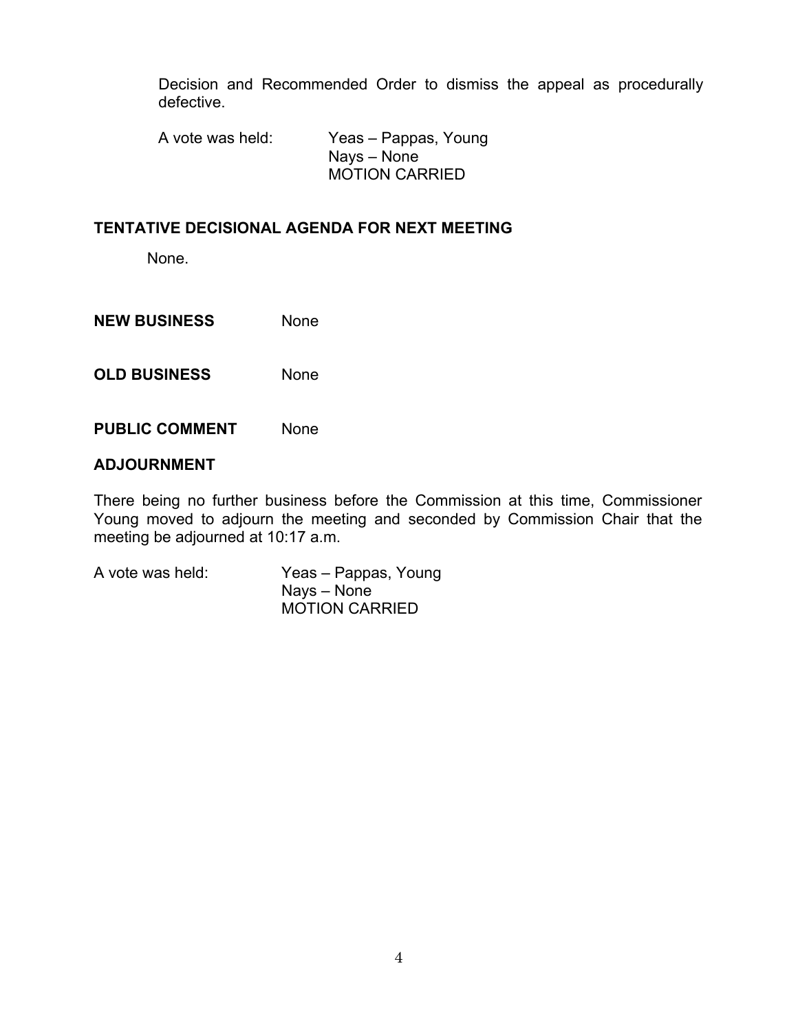Decision and Recommended Order to dismiss the appeal as procedurally defective.

A vote was held: Yeas – Pappas, Young
Nays – None
MOTION CARRIED

**TENTATIVE DECISIONAL AGENDA FOR NEXT MEETING**

None.

**NEW BUSINESS** None

**OLD BUSINESS** None

**PUBLIC COMMENT** None

**ADJOURNMENT**

There being no further business before the Commission at this time, Commissioner Young moved to adjourn the meeting and seconded by Commission Chair that the meeting be adjourned at 10:17 a.m.

A vote was held: Yeas – Pappas, Young
Nays – None
MOTION CARRIED